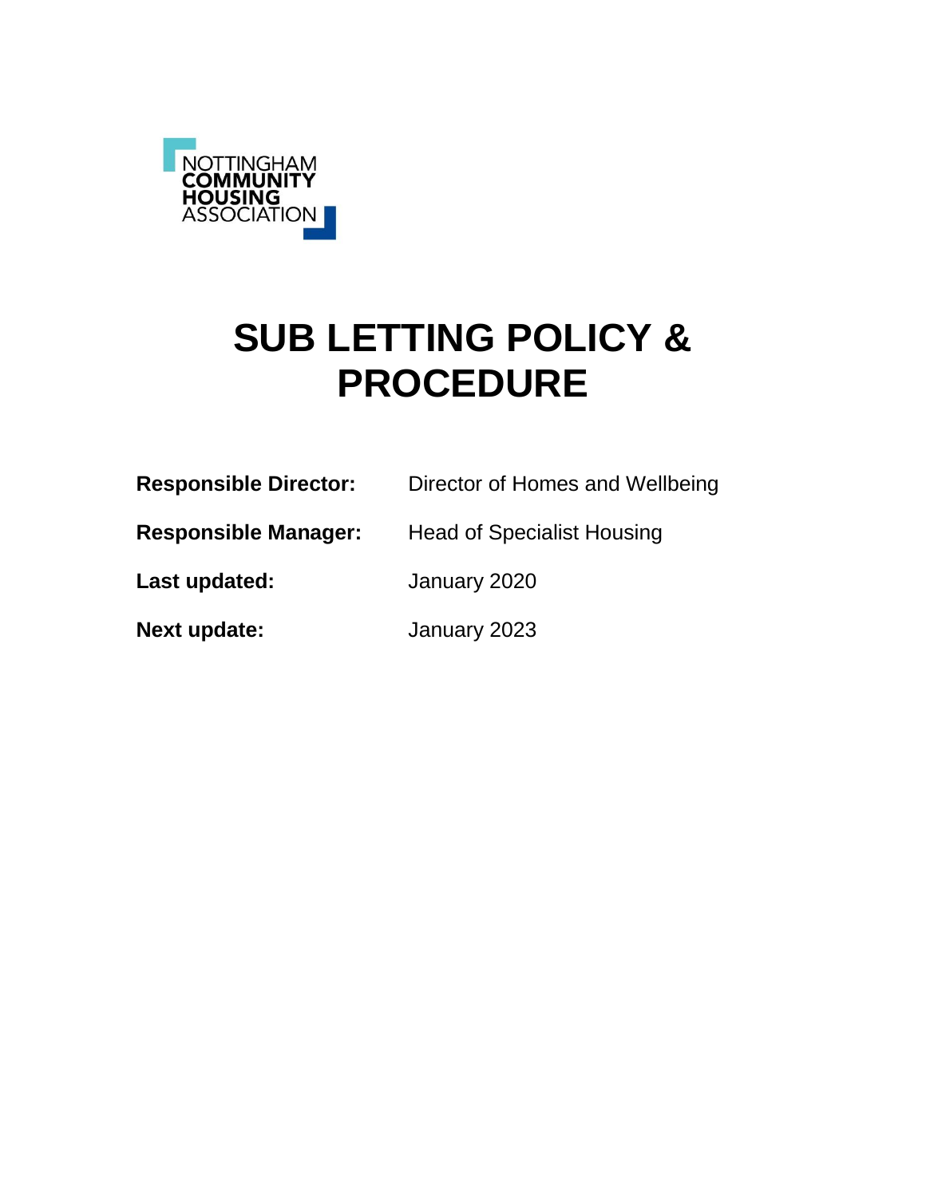NOTTINGHAM
COMMUNITY
HOUSING
ASSOCIATION

# SUB LETTING POLICY & PROCEDURE

**Responsible Director:** Director of Homes and Wellbeing

**Responsible Manager:** Head of Specialist Housing

**Last updated:** January 2020

**Next update:** January 2023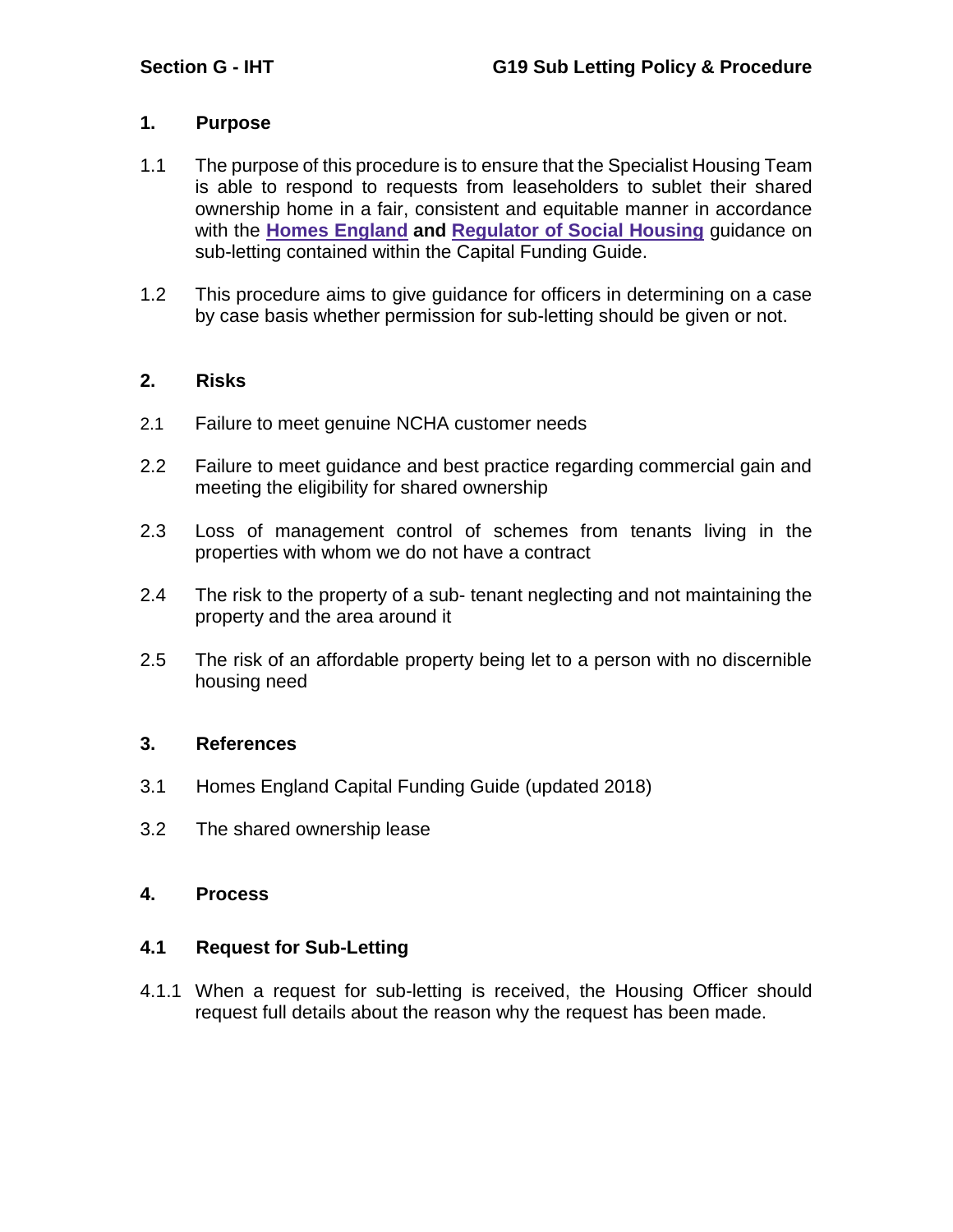## 1. Purpose

1.1 The purpose of this procedure is to ensure that the Specialist Housing Team is able to respond to requests from leaseholders to sublet their shared ownership home in a fair, consistent and equitable manner in accordance with the **Homes England and Regulator of Social Housing** guidance on sub-letting contained within the Capital Funding Guide.

1.2 This procedure aims to give guidance for officers in determining on a case by case basis whether permission for sub-letting should be given or not.

## 2. Risks

2.1 Failure to meet genuine NCHA customer needs

2.2 Failure to meet guidance and best practice regarding commercial gain and meeting the eligibility for shared ownership

2.3 Loss of management control of schemes from tenants living in the properties with whom we do not have a contract

2.4 The risk to the property of a sub- tenant neglecting and not maintaining the property and the area around it

2.5 The risk of an affordable property being let to a person with no discernible housing need

## 3. References

3.1 Homes England Capital Funding Guide (updated 2018)

3.2 The shared ownership lease

## 4. Process

### 4.1 Request for Sub-Letting

4.1.1 When a request for sub-letting is received, the Housing Officer should request full details about the reason why the request has been made.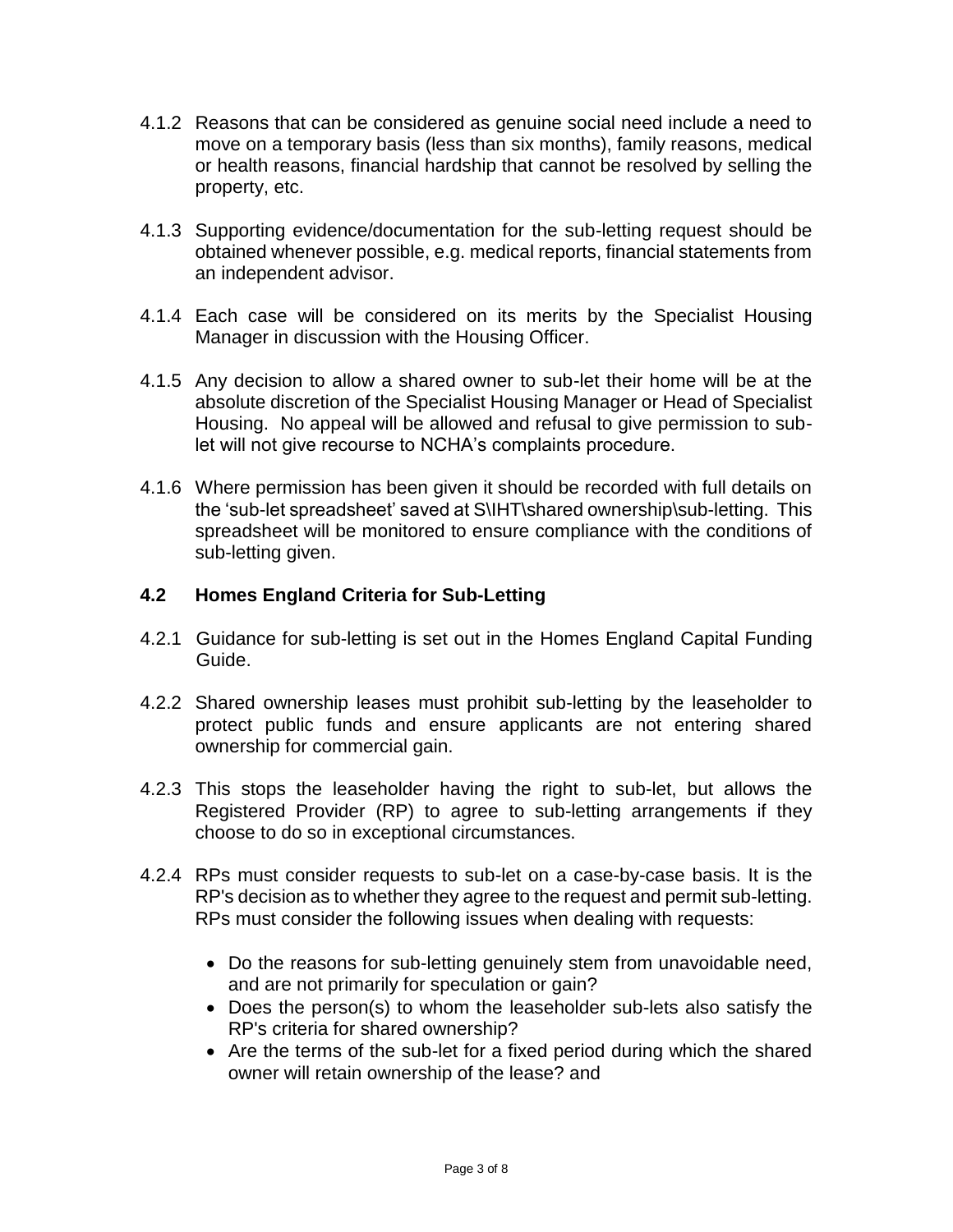4.1.2 Reasons that can be considered as genuine social need include a need to move on a temporary basis (less than six months), family reasons, medical or health reasons, financial hardship that cannot be resolved by selling the property, etc.

4.1.3 Supporting evidence/documentation for the sub-letting request should be obtained whenever possible, e.g. medical reports, financial statements from an independent advisor.

4.1.4 Each case will be considered on its merits by the Specialist Housing Manager in discussion with the Housing Officer.

4.1.5 Any decision to allow a shared owner to sub-let their home will be at the absolute discretion of the Specialist Housing Manager or Head of Specialist Housing. No appeal will be allowed and refusal to give permission to sub-let will not give recourse to NCHA's complaints procedure.

4.1.6 Where permission has been given it should be recorded with full details on the 'sub-let spreadsheet' saved at S\IHT\shared ownership\sub-letting. This spreadsheet will be monitored to ensure compliance with the conditions of sub-letting given.

### 4.2 Homes England Criteria for Sub-Letting

4.2.1 Guidance for sub-letting is set out in the Homes England Capital Funding Guide.

4.2.2 Shared ownership leases must prohibit sub-letting by the leaseholder to protect public funds and ensure applicants are not entering shared ownership for commercial gain.

4.2.3 This stops the leaseholder having the right to sub-let, but allows the Registered Provider (RP) to agree to sub-letting arrangements if they choose to do so in exceptional circumstances.

4.2.4 RPs must consider requests to sub-let on a case-by-case basis. It is the RP's decision as to whether they agree to the request and permit sub-letting. RPs must consider the following issues when dealing with requests:

- Do the reasons for sub-letting genuinely stem from unavoidable need, and are not primarily for speculation or gain?
- Does the person(s) to whom the leaseholder sub-lets also satisfy the RP's criteria for shared ownership?
- Are the terms of the sub-let for a fixed period during which the shared owner will retain ownership of the lease? and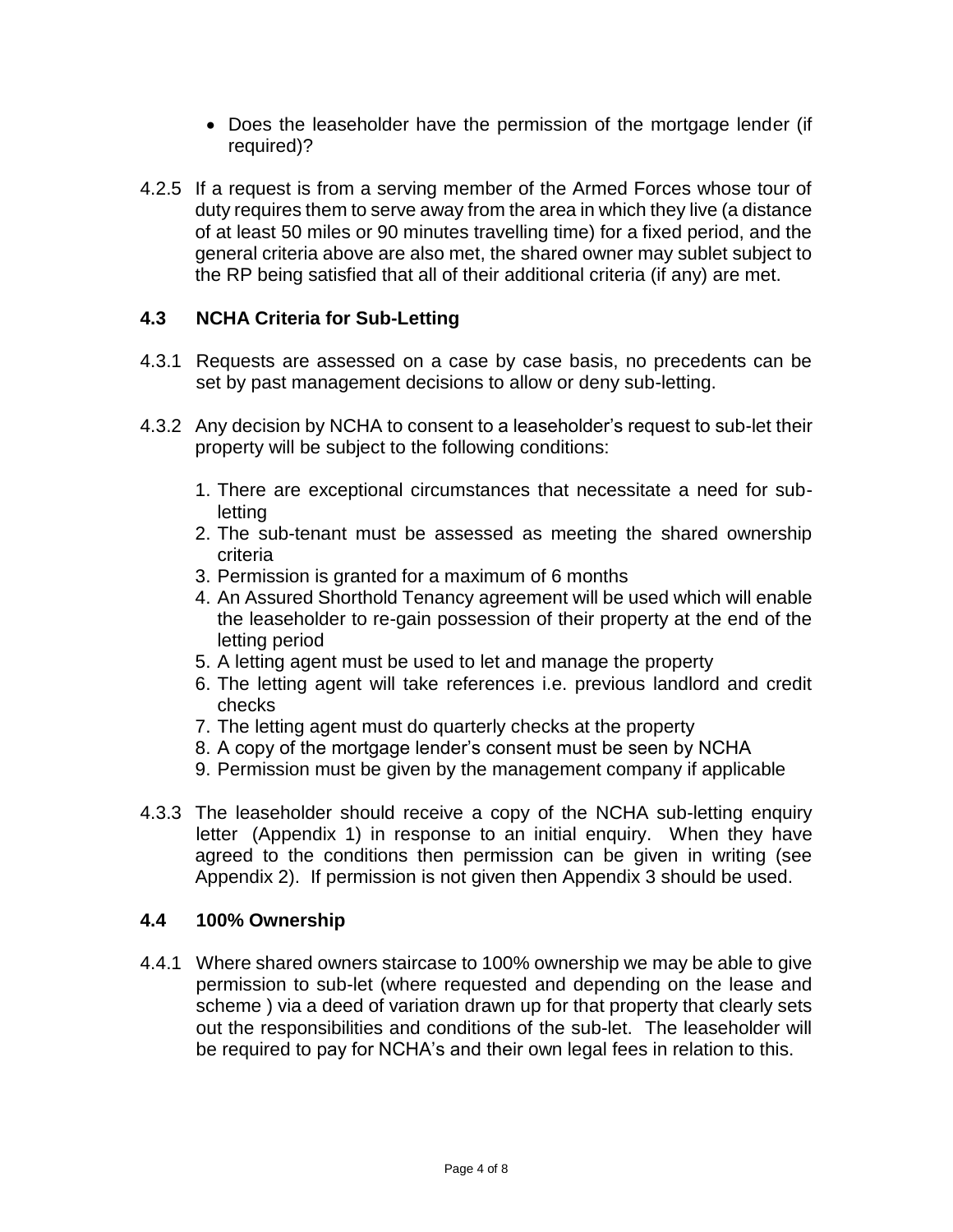- Does the leaseholder have the permission of the mortgage lender (if required)?

4.2.5 If a request is from a serving member of the Armed Forces whose tour of duty requires them to serve away from the area in which they live (a distance of at least 50 miles or 90 minutes travelling time) for a fixed period, and the general criteria above are also met, the shared owner may sublet subject to the RP being satisfied that all of their additional criteria (if any) are met.

### 4.3 NCHA Criteria for Sub-Letting

4.3.1 Requests are assessed on a case by case basis, no precedents can be set by past management decisions to allow or deny sub-letting.

4.3.2 Any decision by NCHA to consent to a leaseholder's request to sub-let their property will be subject to the following conditions:

1. There are exceptional circumstances that necessitate a need for sub-letting
2. The sub-tenant must be assessed as meeting the shared ownership criteria
3. Permission is granted for a maximum of 6 months
4. An Assured Shorthold Tenancy agreement will be used which will enable the leaseholder to re-gain possession of their property at the end of the letting period
5. A letting agent must be used to let and manage the property
6. The letting agent will take references i.e. previous landlord and credit checks
7. The letting agent must do quarterly checks at the property
8. A copy of the mortgage lender's consent must be seen by NCHA
9. Permission must be given by the management company if applicable

4.3.3 The leaseholder should receive a copy of the NCHA sub-letting enquiry letter (Appendix 1) in response to an initial enquiry. When they have agreed to the conditions then permission can be given in writing (see Appendix 2). If permission is not given then Appendix 3 should be used.

### 4.4 100% Ownership

4.4.1 Where shared owners staircase to 100% ownership we may be able to give permission to sub-let (where requested and depending on the lease and scheme ) via a deed of variation drawn up for that property that clearly sets out the responsibilities and conditions of the sub-let. The leaseholder will be required to pay for NCHA's and their own legal fees in relation to this.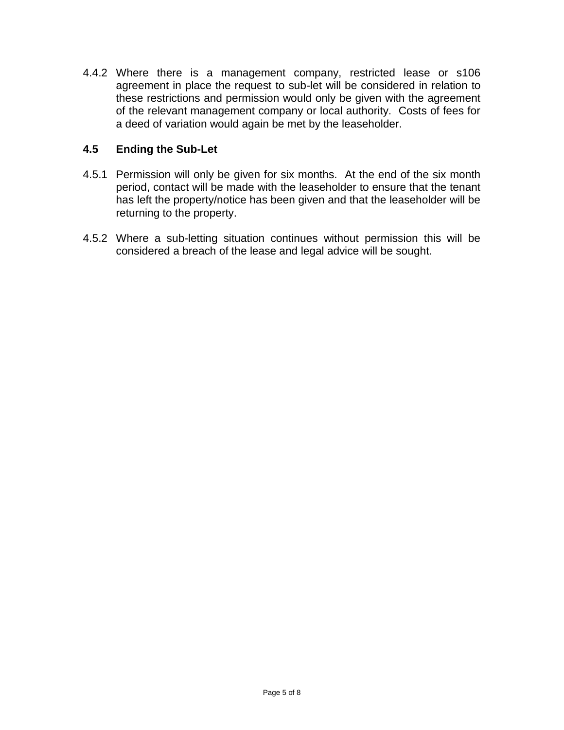4.4.2 Where there is a management company, restricted lease or s106 agreement in place the request to sub-let will be considered in relation to these restrictions and permission would only be given with the agreement of the relevant management company or local authority. Costs of fees for a deed of variation would again be met by the leaseholder.

### 4.5 Ending the Sub-Let

4.5.1 Permission will only be given for six months. At the end of the six month period, contact will be made with the leaseholder to ensure that the tenant has left the property/notice has been given and that the leaseholder will be returning to the property.

4.5.2 Where a sub-letting situation continues without permission this will be considered a breach of the lease and legal advice will be sought.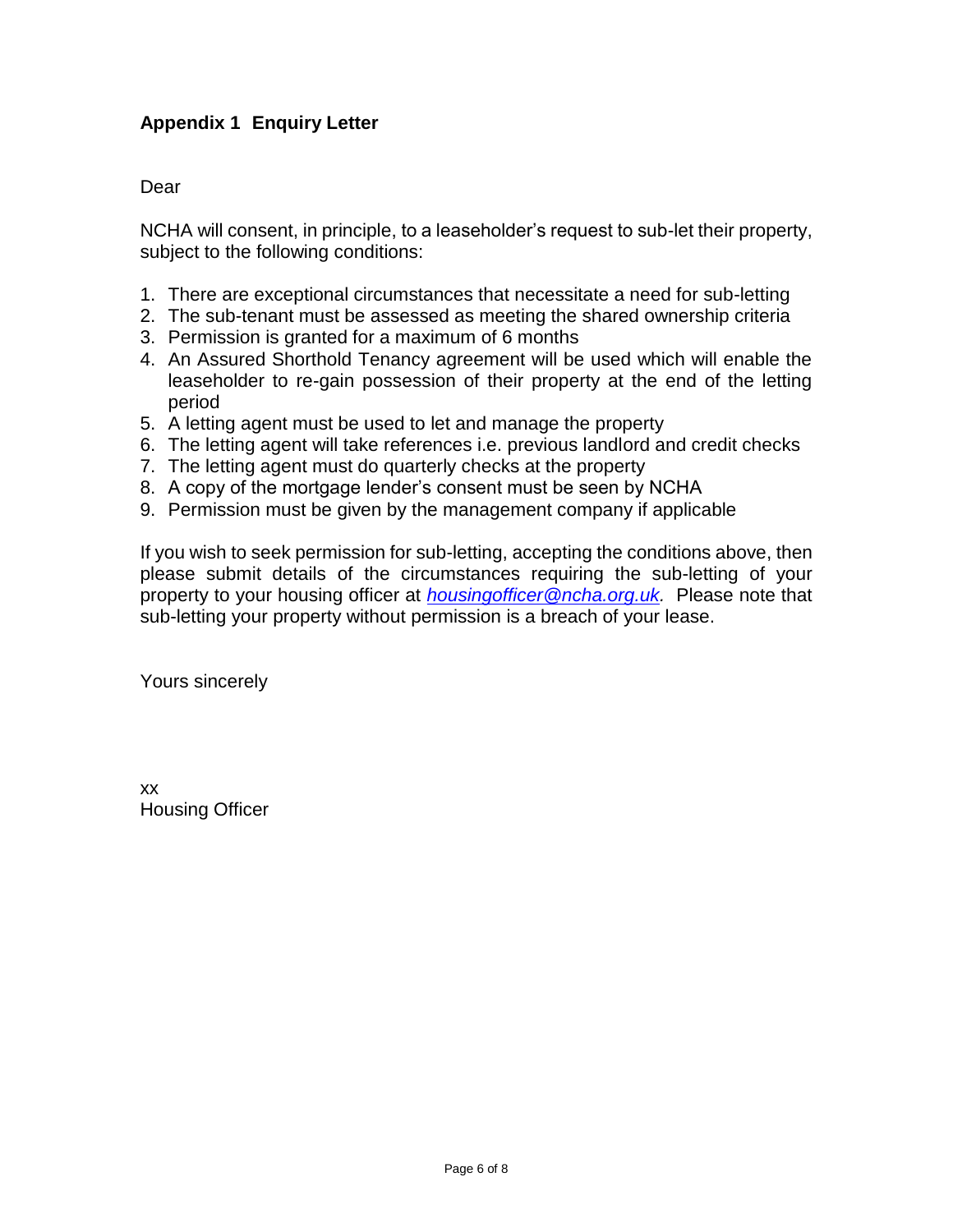## Appendix 1 Enquiry Letter

Dear

NCHA will consent, in principle, to a leaseholder's request to sub-let their property, subject to the following conditions:

1. There are exceptional circumstances that necessitate a need for sub-letting
2. The sub-tenant must be assessed as meeting the shared ownership criteria
3. Permission is granted for a maximum of 6 months
4. An Assured Shorthold Tenancy agreement will be used which will enable the leaseholder to re-gain possession of their property at the end of the letting period
5. A letting agent must be used to let and manage the property
6. The letting agent will take references i.e. previous landlord and credit checks
7. The letting agent must do quarterly checks at the property
8. A copy of the mortgage lender's consent must be seen by NCHA
9. Permission must be given by the management company if applicable

If you wish to seek permission for sub-letting, accepting the conditions above, then please submit details of the circumstances requiring the sub-letting of your property to your housing officer at *housingofficer@ncha.org.uk*. Please note that sub-letting your property without permission is a breach of your lease.

Yours sincerely

xx
Housing Officer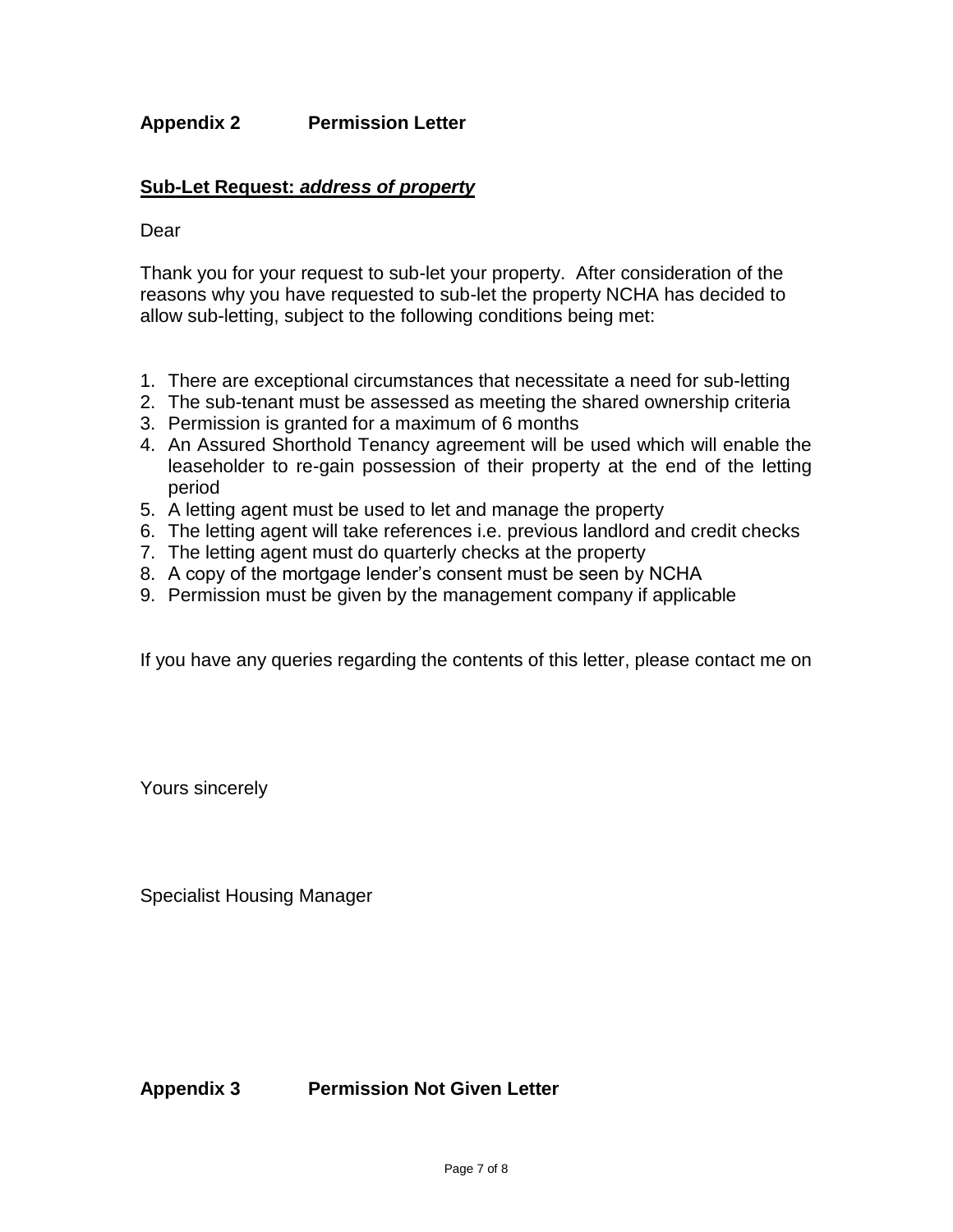## Appendix 2 Permission Letter

**Sub-Let Request:** ***address of property***

Dear

Thank you for your request to sub-let your property. After consideration of the reasons why you have requested to sub-let the property NCHA has decided to allow sub-letting, subject to the following conditions being met:

1. There are exceptional circumstances that necessitate a need for sub-letting
2. The sub-tenant must be assessed as meeting the shared ownership criteria
3. Permission is granted for a maximum of 6 months
4. An Assured Shorthold Tenancy agreement will be used which will enable the leaseholder to re-gain possession of their property at the end of the letting period
5. A letting agent must be used to let and manage the property
6. The letting agent will take references i.e. previous landlord and credit checks
7. The letting agent must do quarterly checks at the property
8. A copy of the mortgage lender's consent must be seen by NCHA
9. Permission must be given by the management company if applicable

If you have any queries regarding the contents of this letter, please contact me on

Yours sincerely

Specialist Housing Manager

## Appendix 3 Permission Not Given Letter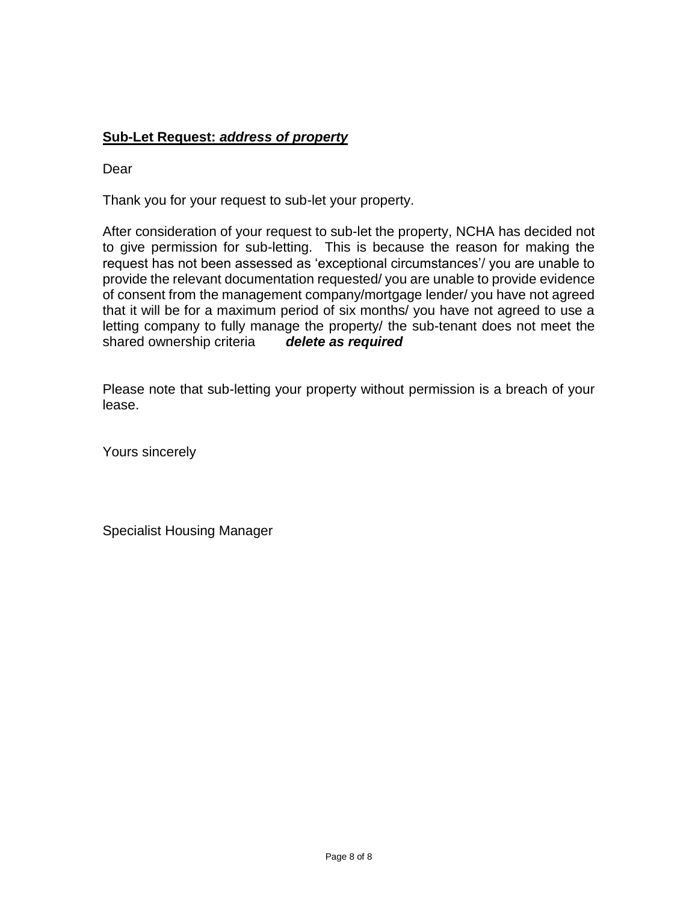**<u>Sub-Let Request: *address of property*</u>**

Dear

Thank you for your request to sub-let your property.

After consideration of your request to sub-let the property, NCHA has decided not to give permission for sub-letting. This is because the reason for making the request has not been assessed as 'exceptional circumstances'/ you are unable to provide the relevant documentation requested/ you are unable to provide evidence of consent from the management company/mortgage lender/ you have not agreed that it will be for a maximum period of six months/ you have not agreed to use a letting company to fully manage the property/ the sub-tenant does not meet the shared ownership criteria ***delete as required***

Please note that sub-letting your property without permission is a breach of your lease.

Yours sincerely

Specialist Housing Manager